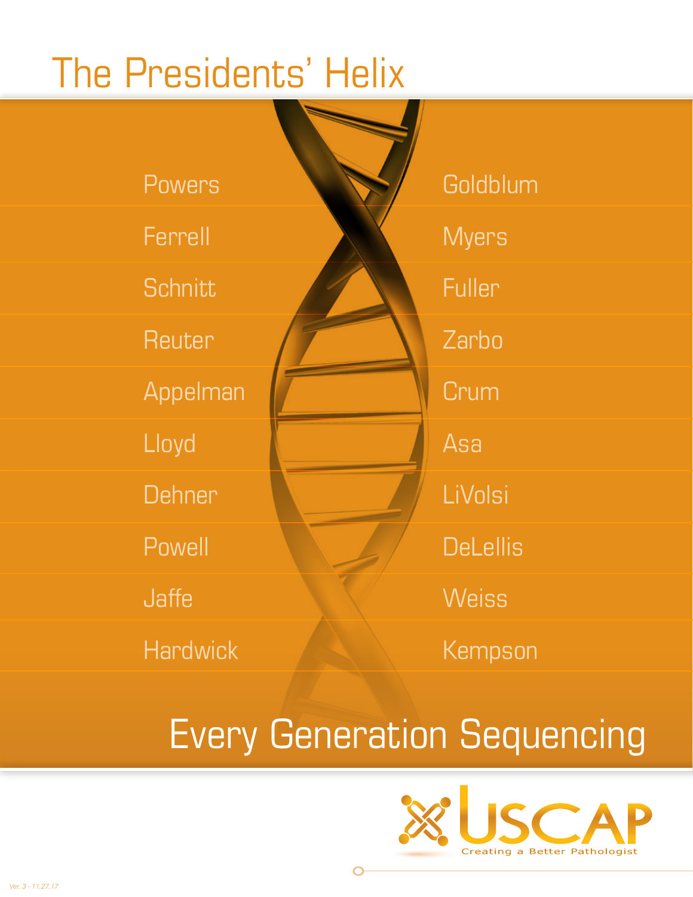# The Presidents' Helix

| | |
|---|---|
| Powers | Goldblum |
| Ferrell | Myers |
| Schnitt | Fuller |
| Reuter | Zarbo |
| Appelman | Crum |
| Lloyd | Asa |
| Dehner | LiVolsi |
| Powell | DeLellis |
| Jaffe | Weiss |
| Hardwick | Kempson |

## Every Generation Sequencing

USCAP
Creating a Better Pathologist

Ver. 3 - 11.27.17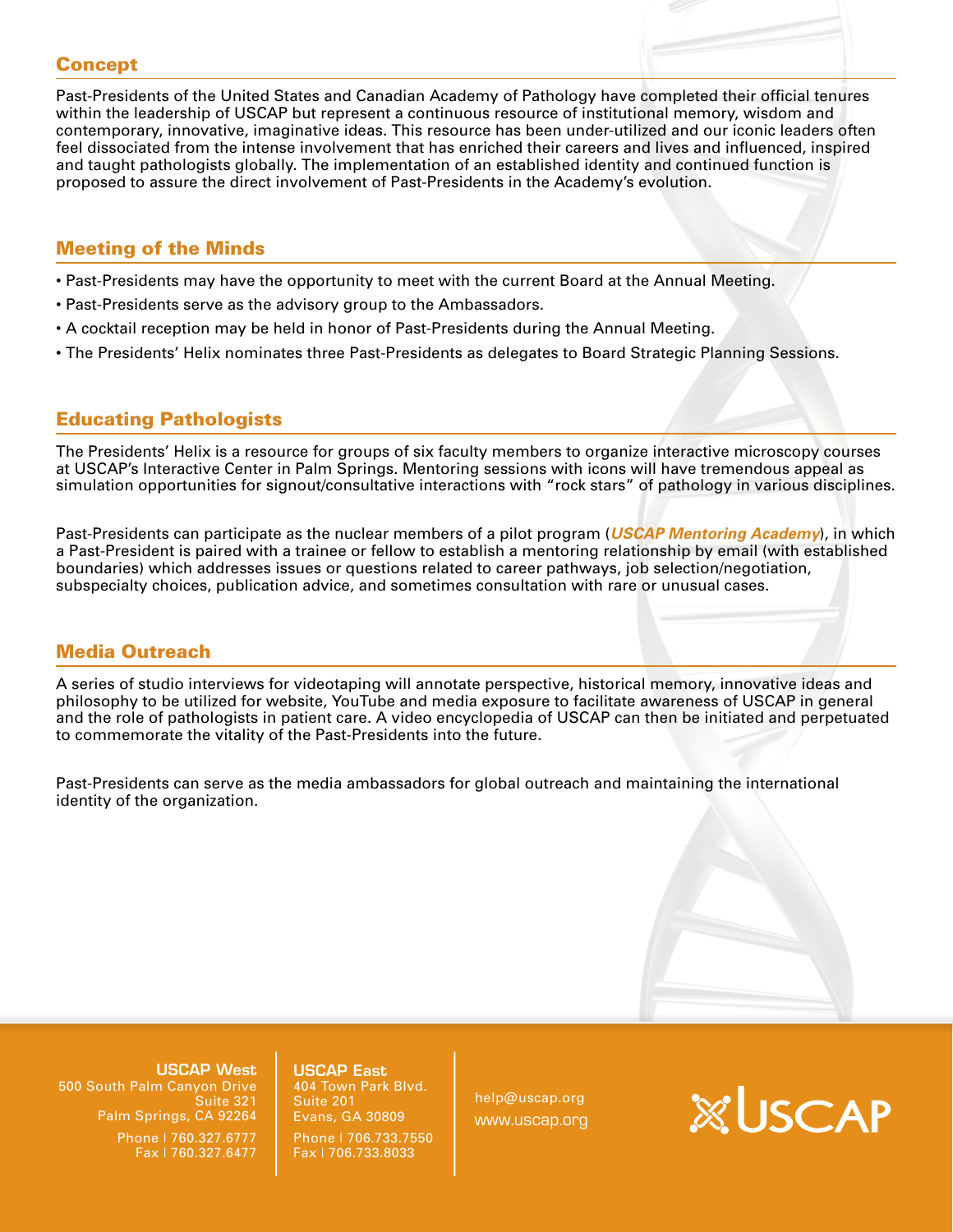## Concept

Past-Presidents of the United States and Canadian Academy of Pathology have completed their official tenures within the leadership of USCAP but represent a continuous resource of institutional memory, wisdom and contemporary, innovative, imaginative ideas. This resource has been under-utilized and our iconic leaders often feel dissociated from the intense involvement that has enriched their careers and lives and influenced, inspired and taught pathologists globally. The implementation of an established identity and continued function is proposed to assure the direct involvement of Past-Presidents in the Academy's evolution.

## Meeting of the Minds

- Past-Presidents may have the opportunity to meet with the current Board at the Annual Meeting.
- Past-Presidents serve as the advisory group to the Ambassadors.
- A cocktail reception may be held in honor of Past-Presidents during the Annual Meeting.
- The Presidents' Helix nominates three Past-Presidents as delegates to Board Strategic Planning Sessions.

## Educating Pathologists

The Presidents' Helix is a resource for groups of six faculty members to organize interactive microscopy courses at USCAP's Interactive Center in Palm Springs. Mentoring sessions with icons will have tremendous appeal as simulation opportunities for signout/consultative interactions with "rock stars" of pathology in various disciplines.

Past-Presidents can participate as the nuclear members of a pilot program (***USCAP Mentoring Academy***), in which a Past-President is paired with a trainee or fellow to establish a mentoring relationship by email (with established boundaries) which addresses issues or questions related to career pathways, job selection/negotiation, subspecialty choices, publication advice, and sometimes consultation with rare or unusual cases.

## Media Outreach

A series of studio interviews for videotaping will annotate perspective, historical memory, innovative ideas and philosophy to be utilized for website, YouTube and media exposure to facilitate awareness of USCAP in general and the role of pathologists in patient care. A video encyclopedia of USCAP can then be initiated and perpetuated to commemorate the vitality of the Past-Presidents into the future.

Past-Presidents can serve as the media ambassadors for global outreach and maintaining the international identity of the organization.

**USCAP West**
500 South Palm Canyon Drive
Suite 321
Palm Springs, CA 92264
Phone | 760.327.6777
Fax | 760.327.6477

**USCAP East**
404 Town Park Blvd.
Suite 201
Evans, GA 30809
Phone | 706.733.7550
Fax | 706.733.8033

help@uscap.org
www.uscap.org

USCAP